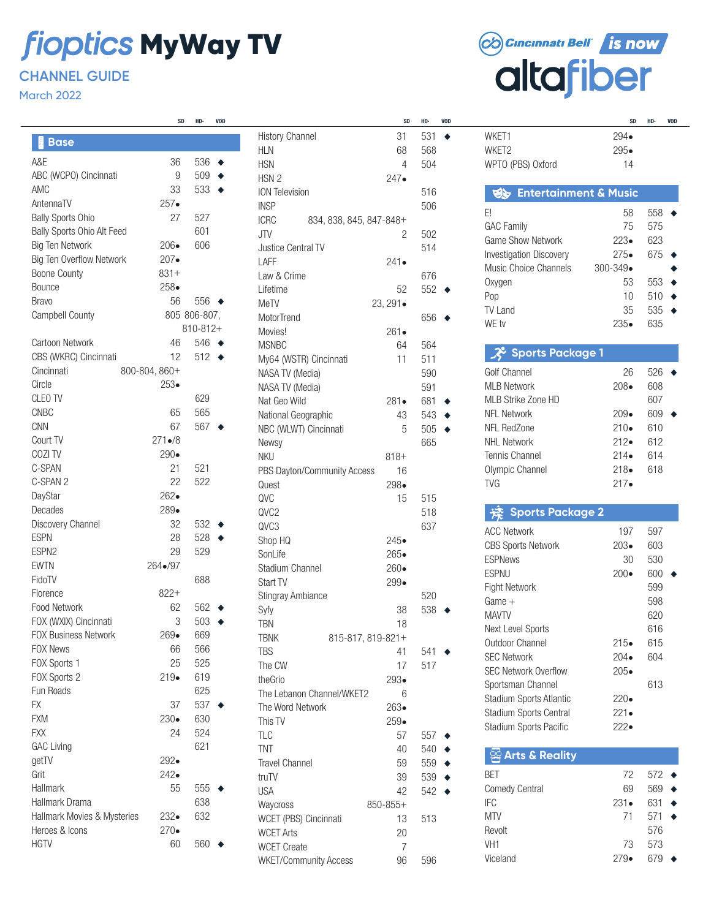# fioptics MyWay TV

## CHANNEL GUIDE

March 2022

Cincinnati Bell is now altafiber

## Base

| Channel | SD | HD• | VOD |
|---|---|---|---|
| A&E | 36 | 536 | ◆ |
| ABC (WCPO) Cincinnati | 9 | 509 | ◆ |
| AMC | 33 | 533 | ◆ |
| AntennaTV | 257• | | |
| Bally Sports Ohio | 27 | 527 | |
| Bally Sports Ohio Alt Feed | | 601 | |
| Big Ten Network | 206• | 606 | |
| Big Ten Overflow Network | 207• | | |
| Boone County | 831+ | | |
| Bounce | 258• | | |
| Bravo | 56 | 556 | ◆ |
| Campbell County | 805 806-807, 810-812+ | | |
| Cartoon Network | 46 | 546 | ◆ |
| CBS (WKRC) Cincinnati | 12 | 512 | ◆ |
| Cincinnati | 800-804, 860+ | | |
| Circle | 253• | | |
| CLEO TV | | 629 | |
| CNBC | 65 | 565 | |
| CNN | 67 | 567 | ◆ |
| Court TV | 271•/8 | | |
| COZI TV | 290• | | |
| C-SPAN | 21 | 521 | |
| C-SPAN 2 | 22 | 522 | |
| DayStar | 262• | | |
| Decades | 289• | | |
| Discovery Channel | 32 | 532 | ◆ |
| ESPN | 28 | 528 | ◆ |
| ESPN2 | 29 | 529 | |
| EWTN | 264•/97 | | |
| FidoTV | | 688 | |
| Florence | 822+ | | |
| Food Network | 62 | 562 | ◆ |
| FOX (WXIX) Cincinnati | 3 | 503 | ◆ |
| FOX Business Network | 269• | 669 | |
| FOX News | 66 | 566 | |
| FOX Sports 1 | 25 | 525 | |
| FOX Sports 2 | 219• | 619 | |
| Fun Roads | | 625 | |
| FX | 37 | 537 | ◆ |
| FXM | 230• | 630 | |
| FXX | 24 | 524 | |
| GAC Living | | 621 | |
| getTV | 292• | | |
| Grit | 242• | | |
| Hallmark | 55 | 555 | ◆ |
| Hallmark Drama | | 638 | |
| Hallmark Movies & Mysteries | 232• | 632 | |
| Heroes & Icons | 270• | | |
| HGTV | 60 | 560 | ◆ |
| History Channel | 31 | 531 | ◆ |
| HLN | 68 | 568 | |
| HSN | 4 | 504 | |
| HSN 2 | 247• | | |
| ION Television | | 516 | |
| INSP | | 506 | |
| ICRC | 834, 838, 845, 847-848+ | | |
| JTV | 2 | 502 | |
| Justice Central TV | | 514 | |
| LAFF | 241• | | |
| Law & Crime | | 676 | |
| Lifetime | 52 | 552 | ◆ |
| MeTV | 23, 291• | | |
| MotorTrend | | 656 | ◆ |
| Movies! | 261• | | |
| MSNBC | 64 | 564 | |
| My64 (WSTR) Cincinnati | 11 | 511 | |
| NASA TV (Media) | | 590 | |
| NASA TV (Media) | | 591 | |
| Nat Geo Wild | 281• | 681 | ◆ |
| National Geographic | 43 | 543 | ◆ |
| NBC (WLWT) Cincinnati | 5 | 505 | ◆ |
| Newsy | | 665 | |
| NKU | 818+ | | |
| PBS Dayton/Community Access | 16 | | |
| Quest | 298• | | |
| QVC | 15 | 515 | |
| QVC2 | | 518 | |
| QVC3 | | 637 | |
| Shop HQ | 245• | | |
| SonLife | 265• | | |
| Stadium Channel | 260• | | |
| Start TV | 299• | | |
| Stingray Ambiance | | 520 | |
| Syfy | 38 | 538 | ◆ |
| TBN | 18 | | |
| TBNK | 815-817, 819-821+ | | |
| TBS | 41 | 541 | ◆ |
| The CW | 17 | 517 | |
| theGrio | 293• | | |
| The Lebanon Channel/WKET2 | 6 | | |
| The Word Network | 263• | | |
| This TV | 259• | | |
| TLC | 57 | 557 | ◆ |
| TNT | 40 | 540 | ◆ |
| Travel Channel | 59 | 559 | ◆ |
| truTV | 39 | 539 | ◆ |
| USA | 42 | 542 | ◆ |
| Waycross | 850-855+ | | |
| WCET (PBS) Cincinnati | 13 | 513 | |
| WCET Arts | 20 | | |
| WCET Create | 7 | | |
| WKET/Community Access | 96 | 596 | |
| WKET1 | 294• | | |
| WKET2 | 295• | | |
| WPTO (PBS) Oxford | 14 | | |

## Entertainment & Music

| Channel | SD | HD• | VOD |
|---|---|---|---|
| E! | 58 | 558 | ◆ |
| GAC Family | 75 | 575 | |
| Game Show Network | 223• | 623 | |
| Investigation Discovery | 275• | 675 | ◆ |
| Music Choice Channels | 300-349• | | ◆ |
| Oxygen | 53 | 553 | ◆ |
| Pop | 10 | 510 | ◆ |
| TV Land | 35 | 535 | ◆ |
| WE tv | 235• | 635 | |

## Sports Package 1

| Channel | SD | HD• | VOD |
|---|---|---|---|
| Golf Channel | 26 | 526 | ◆ |
| MLB Network | 208• | 608 | |
| MLB Strike Zone HD | | 607 | |
| NFL Network | 209• | 609 | ◆ |
| NFL RedZone | 210• | 610 | |
| NHL Network | 212• | 612 | |
| Tennis Channel | 214• | 614 | |
| Olympic Channel | 218• | 618 | |
| TVG | 217• | | |

## Sports Package 2

| Channel | SD | HD• | VOD |
|---|---|---|---|
| ACC Network | 197 | 597 | |
| CBS Sports Network | 203• | 603 | |
| ESPNews | 30 | 530 | |
| ESPNU | 200• | 600 | ◆ |
| Fight Network | | 599 | |
| Game + | | 598 | |
| MAVTV | | 620 | |
| Next Level Sports | | 616 | |
| Outdoor Channel | 215• | 615 | |
| SEC Network | 204• | 604 | |
| SEC Network Overflow | 205• | | |
| Sportsman Channel | | 613 | |
| Stadium Sports Atlantic | 220• | | |
| Stadium Sports Central | 221• | | |
| Stadium Sports Pacific | 222• | | |

## Arts & Reality

| Channel | SD | HD• | VOD |
|---|---|---|---|
| BET | 72 | 572 | ◆ |
| Comedy Central | 69 | 569 | ◆ |
| IFC | 231• | 631 | ◆ |
| MTV | 71 | 571 | ◆ |
| Revolt | | 576 | |
| VH1 | 73 | 573 | |
| Viceland | 279• | 679 | ◆ |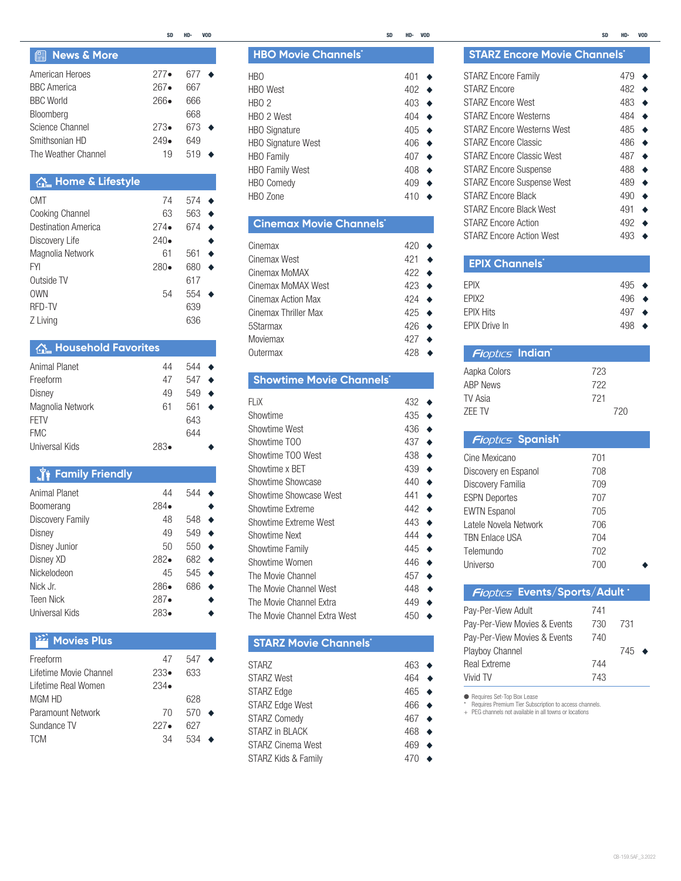## News & More

| Channel | SD | HD+ | VOD |
|---|---|---|---|
| American Heroes | 277• | 677 | ◆ |
| BBC America | 267• | 667 | |
| BBC World | 266• | 666 | |
| Bloomberg | | 668 | |
| Science Channel | 273• | 673 | ◆ |
| Smithsonian HD | 249• | 649 | |
| The Weather Channel | 19 | 519 | ◆ |

## Home & Lifestyle

| Channel | SD | HD+ | VOD |
|---|---|---|---|
| CMT | 74 | 574 | ◆ |
| Cooking Channel | 63 | 563 | ◆ |
| Destination America | 274• | 674 | ◆ |
| Discovery Life | 240• | | ◆ |
| Magnolia Network | 61 | 561 | ◆ |
| FYI | 280• | 680 | ◆ |
| Outside TV | | 617 | |
| OWN | 54 | 554 | ◆ |
| RFD-TV | | 639 | |
| Z Living | | 636 | |

## Household Favorites

| Channel | SD | HD+ | VOD |
|---|---|---|---|
| Animal Planet | 44 | 544 | ◆ |
| Freeform | 47 | 547 | ◆ |
| Disney | 49 | 549 | ◆ |
| Magnolia Network | 61 | 561 | ◆ |
| FETV | | 643 | |
| FMC | | 644 | |
| Universal Kids | 283• | | ◆ |

## Family Friendly

| Channel | SD | HD+ | VOD |
|---|---|---|---|
| Animal Planet | 44 | 544 | ◆ |
| Boomerang | 284• | | ◆ |
| Discovery Family | 48 | 548 | ◆ |
| Disney | 49 | 549 | ◆ |
| Disney Junior | 50 | 550 | ◆ |
| Disney XD | 282• | 682 | ◆ |
| Nickelodeon | 45 | 545 | ◆ |
| Nick Jr. | 286• | 686 | ◆ |
| Teen Nick | 287• | | ◆ |
| Universal Kids | 283• | | ◆ |

## Movies Plus

| Channel | SD | HD+ | VOD |
|---|---|---|---|
| Freeform | 47 | 547 | ◆ |
| Lifetime Movie Channel | 233• | 633 | |
| Lifetime Real Women | 234• | | |
| MGM HD | | 628 | |
| Paramount Network | 70 | 570 | ◆ |
| Sundance TV | 227• | 627 | |
| TCM | 34 | 534 | ◆ |

## HBO Movie Channels*

| Channel | SD | HD+ | VOD |
|---|---|---|---|
| HBO | | 401 | ◆ |
| HBO West | | 402 | ◆ |
| HBO 2 | | 403 | ◆ |
| HBO 2 West | | 404 | ◆ |
| HBO Signature | | 405 | ◆ |
| HBO Signature West | | 406 | ◆ |
| HBO Family | | 407 | ◆ |
| HBO Family West | | 408 | ◆ |
| HBO Comedy | | 409 | ◆ |
| HBO Zone | | 410 | ◆ |

## Cinemax Movie Channels*

| Channel | SD | HD+ | VOD |
|---|---|---|---|
| Cinemax | | 420 | ◆ |
| Cinemax West | | 421 | ◆ |
| Cinemax MoMAX | | 422 | ◆ |
| Cinemax MoMAX West | | 423 | ◆ |
| Cinemax Action Max | | 424 | ◆ |
| Cinemax Thriller Max | | 425 | ◆ |
| 5Starmax | | 426 | ◆ |
| Moviemax | | 427 | ◆ |
| Outermax | | 428 | ◆ |

## Showtime Movie Channels*

| Channel | SD | HD+ | VOD |
|---|---|---|---|
| FLiX | | 432 | ◆ |
| Showtime | | 435 | ◆ |
| Showtime West | | 436 | ◆ |
| Showtime TOO | | 437 | ◆ |
| Showtime TOO West | | 438 | ◆ |
| Showtime x BET | | 439 | ◆ |
| Showtime Showcase | | 440 | ◆ |
| Showtime Showcase West | | 441 | ◆ |
| Showtime Extreme | | 442 | ◆ |
| Showtime Extreme West | | 443 | ◆ |
| Showtime Next | | 444 | ◆ |
| Showtime Family | | 445 | ◆ |
| Showtime Women | | 446 | ◆ |
| The Movie Channel | | 457 | ◆ |
| The Movie Channel West | | 448 | ◆ |
| The Movie Channel Extra | | 449 | ◆ |
| The Movie Channel Extra West | | 450 | ◆ |

## STARZ Movie Channels*

| Channel | SD | HD+ | VOD |
|---|---|---|---|
| STARZ | | 463 | ◆ |
| STARZ West | | 464 | ◆ |
| STARZ Edge | | 465 | ◆ |
| STARZ Edge West | | 466 | ◆ |
| STARZ Comedy | | 467 | ◆ |
| STARZ in BLACK | | 468 | ◆ |
| STARZ Cinema West | | 469 | ◆ |
| STARZ Kids & Family | | 470 | ◆ |

## STARZ Encore Movie Channels*

| Channel | SD | HD+ | VOD |
|---|---|---|---|
| STARZ Encore Family | | 479 | ◆ |
| STARZ Encore | | 482 | ◆ |
| STARZ Encore West | | 483 | ◆ |
| STARZ Encore Westerns | | 484 | ◆ |
| STARZ Encore Westerns West | | 485 | ◆ |
| STARZ Encore Classic | | 486 | ◆ |
| STARZ Encore Classic West | | 487 | ◆ |
| STARZ Encore Suspense | | 488 | ◆ |
| STARZ Encore Suspense West | | 489 | ◆ |
| STARZ Encore Black | | 490 | ◆ |
| STARZ Encore Black West | | 491 | ◆ |
| STARZ Encore Action | | 492 | ◆ |
| STARZ Encore Action West | | 493 | ◆ |

## EPIX Channels*

| Channel | SD | HD+ | VOD |
|---|---|---|---|
| EPIX | | 495 | ◆ |
| EPIX2 | | 496 | ◆ |
| EPIX Hits | | 497 | ◆ |
| EPIX Drive In | | 498 | ◆ |

## Fioptics Indian*

| Channel | SD | HD+ | VOD |
|---|---|---|---|
| Aapka Colors | 723 | | |
| ABP News | 722 | | |
| TV Asia | 721 | | |
| ZEE TV | | 720 | |

## Fioptics Spanish*

| Channel | SD | HD+ | VOD |
|---|---|---|---|
| Cine Mexicano | 701 | | |
| Discovery en Espanol | 708 | | |
| Discovery Familia | 709 | | |
| ESPN Deportes | 707 | | |
| EWTN Espanol | 705 | | |
| Latele Novela Network | 706 | | |
| TBN Enlace USA | 704 | | |
| Telemundo | 702 | | |
| Universo | 700 | | ◆ |

## Fioptics Events/Sports/Adult*

| Channel | SD | HD+ | VOD |
|---|---|---|---|
| Pay-Per-View Adult | 741 | | |
| Pay-Per-View Movies & Events | 730 | 731 | |
| Pay-Per-View Movies & Events | 740 | | |
| Playboy Channel | | 745 | ◆ |
| Real Extreme | 744 | | |
| Vivid TV | 743 | | |

● Requires Set-Top Box Lease
\* Requires Premium Tier Subscription to access channels.
+ PEG channels not available in all towns or locations

CB-159.5AF_3.2022